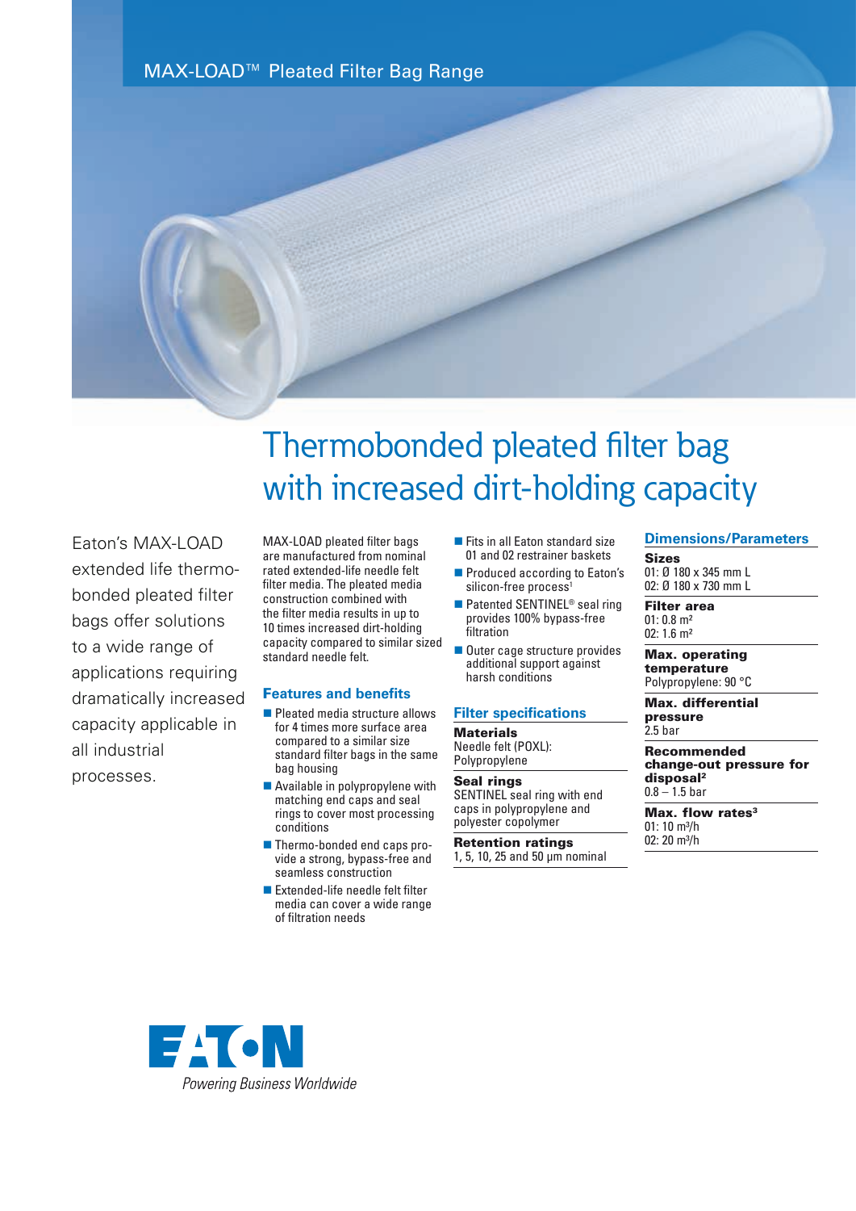MAX-LOAD™ Pleated Filter Bag Range

# Thermobonded pleated filter bag with increased dirt-holding capacity

Eaton's MAX-LOAD extended life thermo-bonded pleated filter bags offer solutions to a wide range of applications requiring dramatically increased capacity applicable in all industrial processes.

MAX-LOAD pleated filter bags are manufactured from nominal rated extended-life needle felt filter media. The pleated media construction combined with the filter media results in up to 10 times increased dirt-holding capacity compared to similar sized standard needle felt.

## Features and benefits

- Pleated media structure allows for 4 times more surface area compared to a similar size standard filter bags in the same bag housing
- Available in polypropylene with matching end caps and seal rings to cover most processing conditions
- Thermo-bonded end caps provide a strong, bypass-free and seamless construction
- Extended-life needle felt filter media can cover a wide range of filtration needs
- Fits in all Eaton standard size 01 and 02 restrainer baskets
- Produced according to Eaton's silicon-free process[1]
- Patented SENTINEL® seal ring provides 100% bypass-free filtration
- Outer cage structure provides additional support against harsh conditions

## Filter specifications

**Materials**
Needle felt (POXL):
Polypropylene

**Seal rings**
SENTINEL seal ring with end caps in polypropylene and polyester copolymer

**Retention ratings**
1, 5, 10, 25 and 50 µm nominal

## Dimensions/Parameters

**Sizes**
01: Ø 180 x 345 mm L
02: Ø 180 x 730 mm L

**Filter area**
01: 0.8 $m^2$
02: 1.6 $m^2$

**Max. operating temperature**
Polypropylene: 90 °C

**Max. differential pressure**
2.5 bar

**Recommended change-out pressure for disposal[2]**
0.8 – 1.5 bar

**Max. flow rates[3]**
01: 10 $m^3$/h
02: 20 $m^3$/h

EATON
*Powering Business Worldwide*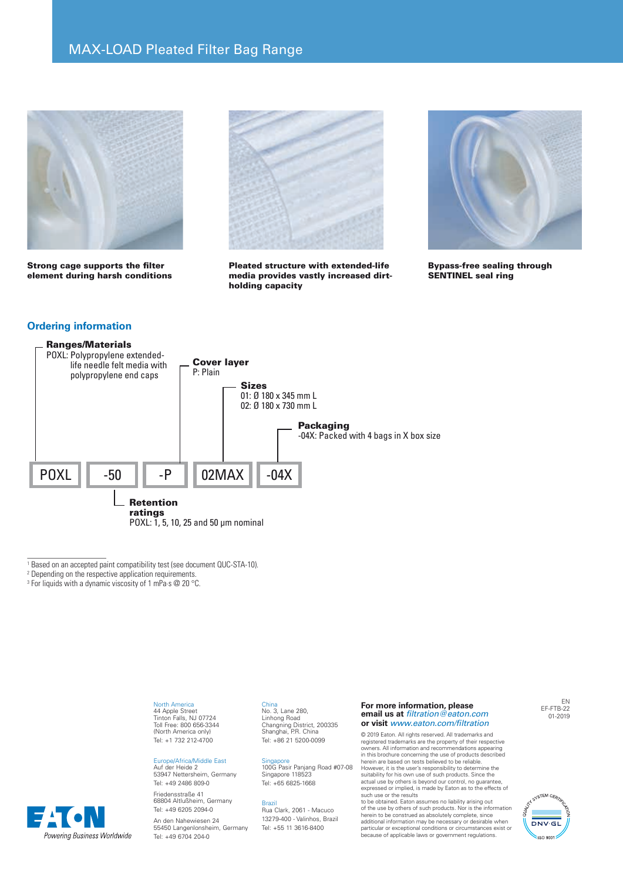# MAX-LOAD Pleated Filter Bag Range

**Strong cage supports the filter element during harsh conditions**

**Pleated structure with extended-life media provides vastly increased dirt-holding capacity**

**Bypass-free sealing through SENTINEL seal ring**

## Ordering information

**Ranges/Materials**
POXL: Polypropylene extended-life needle felt media with polypropylene end caps

**Cover layer**
P: Plain

**Sizes**
01: Ø 180 x 345 mm L
02: Ø 180 x 730 mm L

**Packaging**
-04X: Packed with 4 bags in X box size

| POXL | -50 | -P | 02MAX | -04X |
|---|---|---|---|---|

**Retention ratings**
POXL: 1, 5, 10, 25 and 50 µm nominal

[1] Based on an accepted paint compatibility test (see document QUC-STA-10).
[2] Depending on the respective application requirements.
[3] For liquids with a dynamic viscosity of 1 mPa·s @ 20 °C.

North America
44 Apple Street
Tinton Falls, NJ 07724
Toll Free: 800 656-3344
(North America only)
Tel: +1 732 212-4700

Europe/Africa/Middle East
Auf der Heide 2
53947 Nettersheim, Germany
Tel: +49 2486 809-0

Friedensstraße 41
68804 Altlußheim, Germany
Tel: +49 6205 2094-0

An den Nahewiesen 24
55450 Langenlonsheim, Germany
Tel: +49 6704 204-0

China
No. 3, Lane 280,
Linhong Road
Changning District, 200335
Shanghai, P.R. China
Tel: +86 21 5200-0099

Singapore
100G Pasir Panjang Road #07-08
Singapore 118523
Tel: +65 6825-1668

Brazil
Rua Clark, 2061 - Macuco
13279-400 - Valinhos, Brazil
Tel: +55 11 3616-8400

**For more information, please email us at** *filtration@eaton.com*
**or visit** *www.eaton.com/filtration*

© 2019 Eaton. All rights reserved. All trademarks and registered trademarks are the property of their respective owners. All information and recommendations appearing in this brochure concerning the use of products described herein are based on tests believed to be reliable. However, it is the user's responsibility to determine the suitability for his own use of such products. Since the actual use by others is beyond our control, no guarantee, expressed or implied, is made by Eaton as to the effects of such use or the results to be obtained. Eaton assumes no liability arising out of the use by others of such products. Nor is the information herein to be construed as absolutely complete, since additional information may be necessary or desirable when particular or exceptional conditions or circumstances exist or because of applicable laws or government regulations.

EN
EF-FTB-22
01-2019

EATON
Powering Business Worldwide